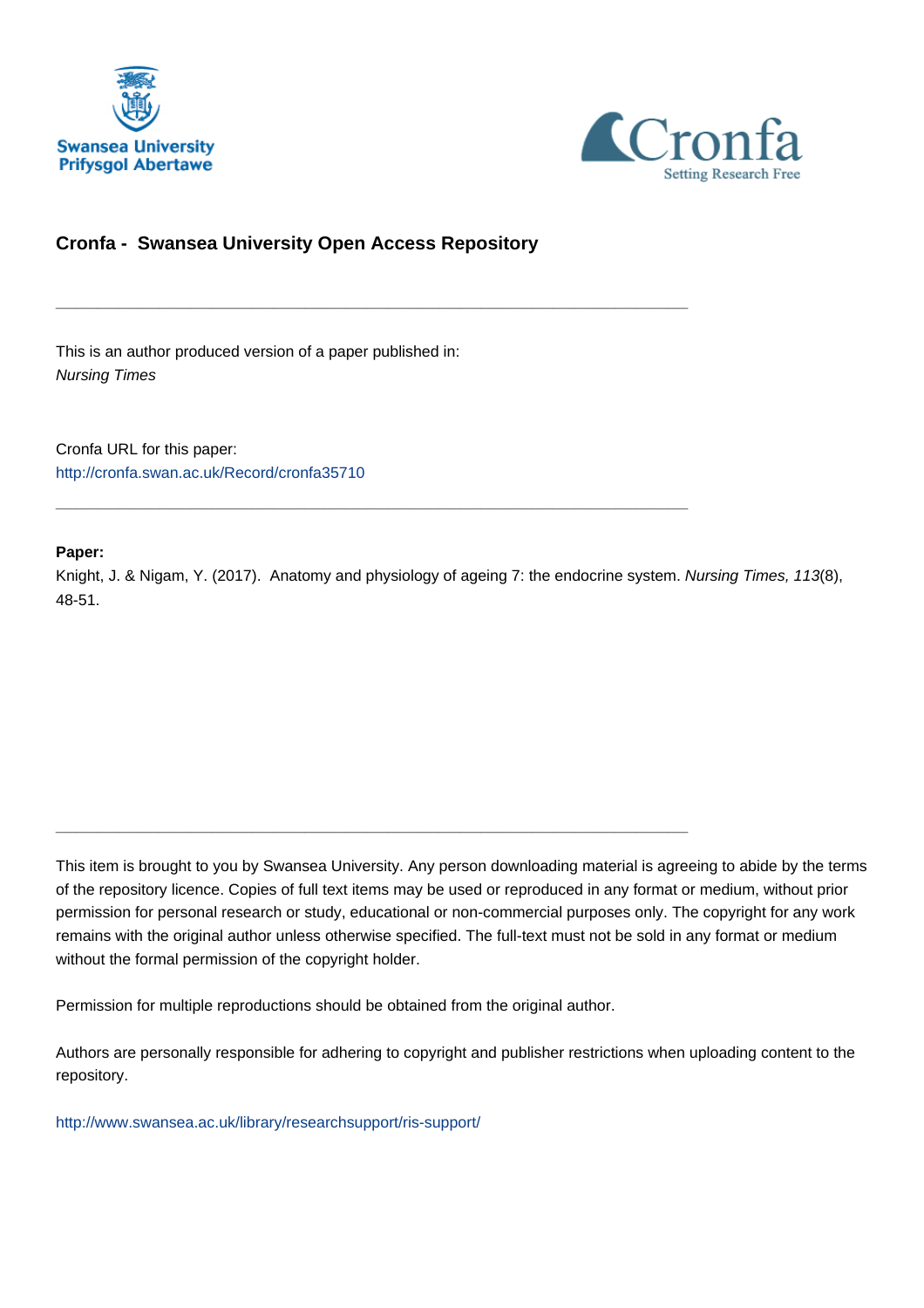# Cronfa - Swansea University Open Access Repository

---

This is an author produced version of a paper published in:
*Nursing Times*

Cronfa URL for this paper:
http://cronfa.swan.ac.uk/Record/cronfa35710

---

**Paper:**
Knight, J. & Nigam, Y. (2017). Anatomy and physiology of ageing 7: the endocrine system. *Nursing Times, 113*(8), 48-51.

---

This item is brought to you by Swansea University. Any person downloading material is agreeing to abide by the terms of the repository licence. Copies of full text items may be used or reproduced in any format or medium, without prior permission for personal research or study, educational or non-commercial purposes only. The copyright for any work remains with the original author unless otherwise specified. The full-text must not be sold in any format or medium without the formal permission of the copyright holder.

Permission for multiple reproductions should be obtained from the original author.

Authors are personally responsible for adhering to copyright and publisher restrictions when uploading content to the repository.

http://www.swansea.ac.uk/library/researchsupport/ris-support/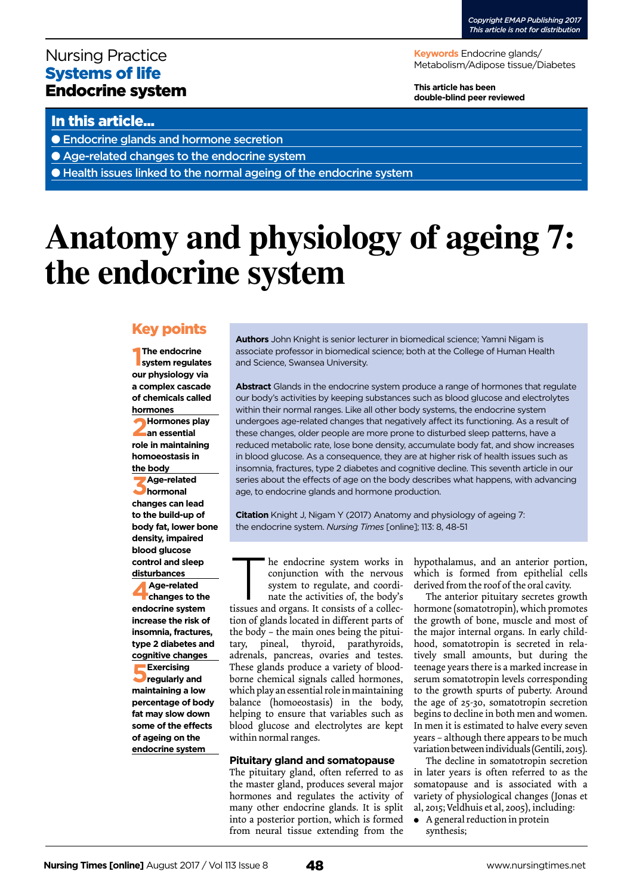Nursing Practice
**Systems of life**
**Endocrine system**

**Keywords** Endocrine glands/Metabolism/Adipose tissue/Diabetes

**This article has been double-blind peer reviewed**

## In this article...

- Endocrine glands and hormone secretion
- Age-related changes to the endocrine system
- Health issues linked to the normal ageing of the endocrine system

# Anatomy and physiology of ageing 7: the endocrine system

## Key points

1. **The endocrine system regulates our physiology via a complex cascade of chemicals called hormones**
2. **Hormones play an essential role in maintaining homoeostasis in the body**
3. **Age-related hormonal changes can lead to the build-up of body fat, lower bone density, impaired blood glucose control and sleep disturbances**
4. **Age-related changes to the endocrine system increase the risk of insomnia, fractures, type 2 diabetes and cognitive changes**
5. **Exercising regularly and maintaining a low percentage of body fat may slow down some of the effects of ageing on the endocrine system**

**Authors** John Knight is senior lecturer in biomedical science; Yamni Nigam is associate professor in biomedical science; both at the College of Human Health and Science, Swansea University.

**Abstract** Glands in the endocrine system produce a range of hormones that regulate our body's activities by keeping substances such as blood glucose and electrolytes within their normal ranges. Like all other body systems, the endocrine system undergoes age-related changes that negatively affect its functioning. As a result of these changes, older people are more prone to disturbed sleep patterns, have a reduced metabolic rate, lose bone density, accumulate body fat, and show increases in blood glucose. As a consequence, they are at higher risk of health issues such as insomnia, fractures, type 2 diabetes and cognitive decline. This seventh article in our series about the effects of age on the body describes what happens, with advancing age, to endocrine glands and hormone production.

**Citation** Knight J, Nigam Y (2017) Anatomy and physiology of ageing 7: the endocrine system. *Nursing Times* [online]; 113: 8, 48-51

The endocrine system works in conjunction with the nervous system to regulate, and coordinate the activities of, the body's tissues and organs. It consists of a collection of glands located in different parts of the body – the main ones being the pituitary, pineal, thyroid, parathyroids, adrenals, pancreas, ovaries and testes. These glands produce a variety of blood-borne chemical signals called hormones, which play an essential role in maintaining balance (homoeostasis) in the body, helping to ensure that variables such as blood glucose and electrolytes are kept within normal ranges.

### Pituitary gland and somatopause

The pituitary gland, often referred to as the master gland, produces several major hormones and regulates the activity of many other endocrine glands. It is split into a posterior portion, which is formed from neural tissue extending from the hypothalamus, and an anterior portion, which is formed from epithelial cells derived from the roof of the oral cavity.

The anterior pituitary secretes growth hormone (somatotropin), which promotes the growth of bone, muscle and most of the major internal organs. In early childhood, somatotropin is secreted in relatively small amounts, but during the teenage years there is a marked increase in serum somatotropin levels corresponding to the growth spurts of puberty. Around the age of 25-30, somatotropin secretion begins to decline in both men and women. In men it is estimated to halve every seven years – although there appears to be much variation between individuals (Gentili, 2015).

The decline in somatotropin secretion in later years is often referred to as the somatopause and is associated with a variety of physiological changes (Jonas et al, 2015; Veldhuis et al, 2005), including:

- A general reduction in protein synthesis;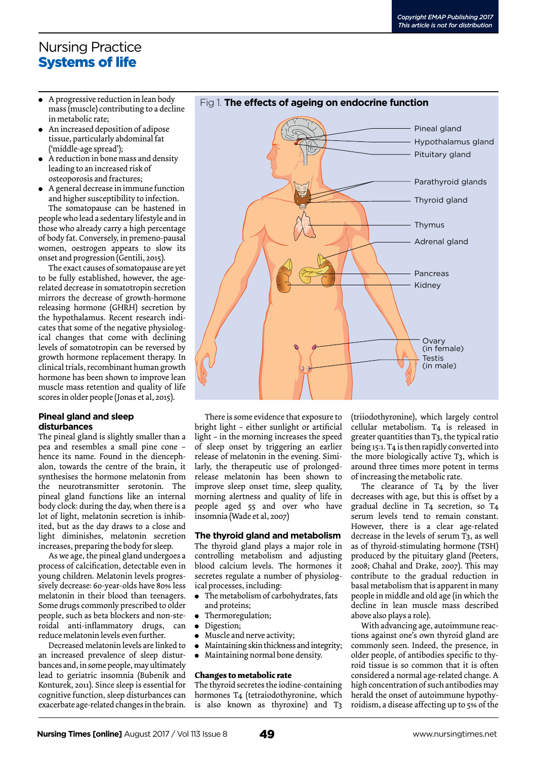- A progressive reduction in lean body mass (muscle) contributing to a decline in metabolic rate;
- An increased deposition of adipose tissue, particularly abdominal fat ('middle-age spread');
- A reduction in bone mass and density leading to an increased risk of osteoporosis and fractures;
- A general decrease in immune function and higher susceptibility to infection.

The somatopause can be hastened in people who lead a sedentary lifestyle and in those who already carry a high percentage of body fat. Conversely, in premeno-pausal women, oestrogen appears to slow its onset and progression (Gentili, 2015).

The exact causes of somatopause are yet to be fully established, however, the age-related decrease in somatotropin secretion mirrors the decrease of growth-hormone releasing hormone (GHRH) secretion by the hypothalamus. Recent research indicates that some of the negative physiological changes that come with declining levels of somatotropin can be reversed by growth hormone replacement therapy. In clinical trials, recombinant human growth hormone has been shown to improve lean muscle mass retention and quality of life scores in older people (Jonas et al, 2015).

Fig 1. **The effects of ageing on endocrine function**

Pineal gland, Hypothalamus gland, Pituitary gland, Parathyroid glands, Thyroid gland, Thymus, Adrenal gland, Pancreas, Kidney, Ovary (in female), Testis (in male)

### Pineal gland and sleep disturbances

The pineal gland is slightly smaller than a pea and resembles a small pine cone – hence its name. Found in the diencephalon, towards the centre of the brain, it synthesises the hormone melatonin from the neurotransmitter serotonin. The pineal gland functions like an internal body clock: during the day, when there is a lot of light, melatonin secretion is inhibited, but as the day draws to a close and light diminishes, melatonin secretion increases, preparing the body for sleep.

As we age, the pineal gland undergoes a process of calcification, detectable even in young children. Melatonin levels progressively decrease: 60-year-olds have 80% less melatonin in their blood than teenagers. Some drugs commonly prescribed to older people, such as beta blockers and non-steroidal anti-inflammatory drugs, can reduce melatonin levels even further.

Decreased melatonin levels are linked to an increased prevalence of sleep disturbances and, in some people, may ultimately lead to geriatric insomnia (Bubenik and Konturek, 2011). Since sleep is essential for cognitive function, sleep disturbances can exacerbate age-related changes in the brain.

There is some evidence that exposure to bright light – either sunlight or artificial light – in the morning increases the speed of sleep onset by triggering an earlier release of melatonin in the evening. Similarly, the therapeutic use of prolonged-release melatonin has been shown to improve sleep onset time, sleep quality, morning alertness and quality of life in people aged 55 and over who have insomnia (Wade et al, 2007)

### The thyroid gland and metabolism

The thyroid gland plays a major role in controlling metabolism and adjusting blood calcium levels. The hormones it secretes regulate a number of physiological processes, including:

- The metabolism of carbohydrates, fats and proteins;
- Thermoregulation;
- Digestion;
- Muscle and nerve activity;
- Maintaining skin thickness and integrity;
- Maintaining normal bone density.

#### Changes to metabolic rate

The thyroid secretes the iodine-containing hormones T4 (tetraiodothyronine, which is also known as thyroxine) and T3 (triiodothyronine), which largely control cellular metabolism. T4 is released in greater quantities than T3, the typical ratio being 15:1. T4 is then rapidly converted into the more biologically active T3, which is around three times more potent in terms of increasing the metabolic rate.

The clearance of T4 by the liver decreases with age, but this is offset by a gradual decline in T4 secretion, so T4 serum levels tend to remain constant. However, there is a clear age-related decrease in the levels of serum T3, as well as of thyroid-stimulating hormone (TSH) produced by the pituitary gland (Peeters, 2008; Chahal and Drake, 2007). This may contribute to the gradual reduction in basal metabolism that is apparent in many people in middle and old age (in which the decline in lean muscle mass described above also plays a role).

With advancing age, autoimmune reactions against one's own thyroid gland are commonly seen. Indeed, the presence, in older people, of antibodies specific to thyroid tissue is so common that it is often considered a normal age-related change. A high concentration of such antibodies may herald the onset of autoimmune hypothyroidism, a disease affecting up to 5% of the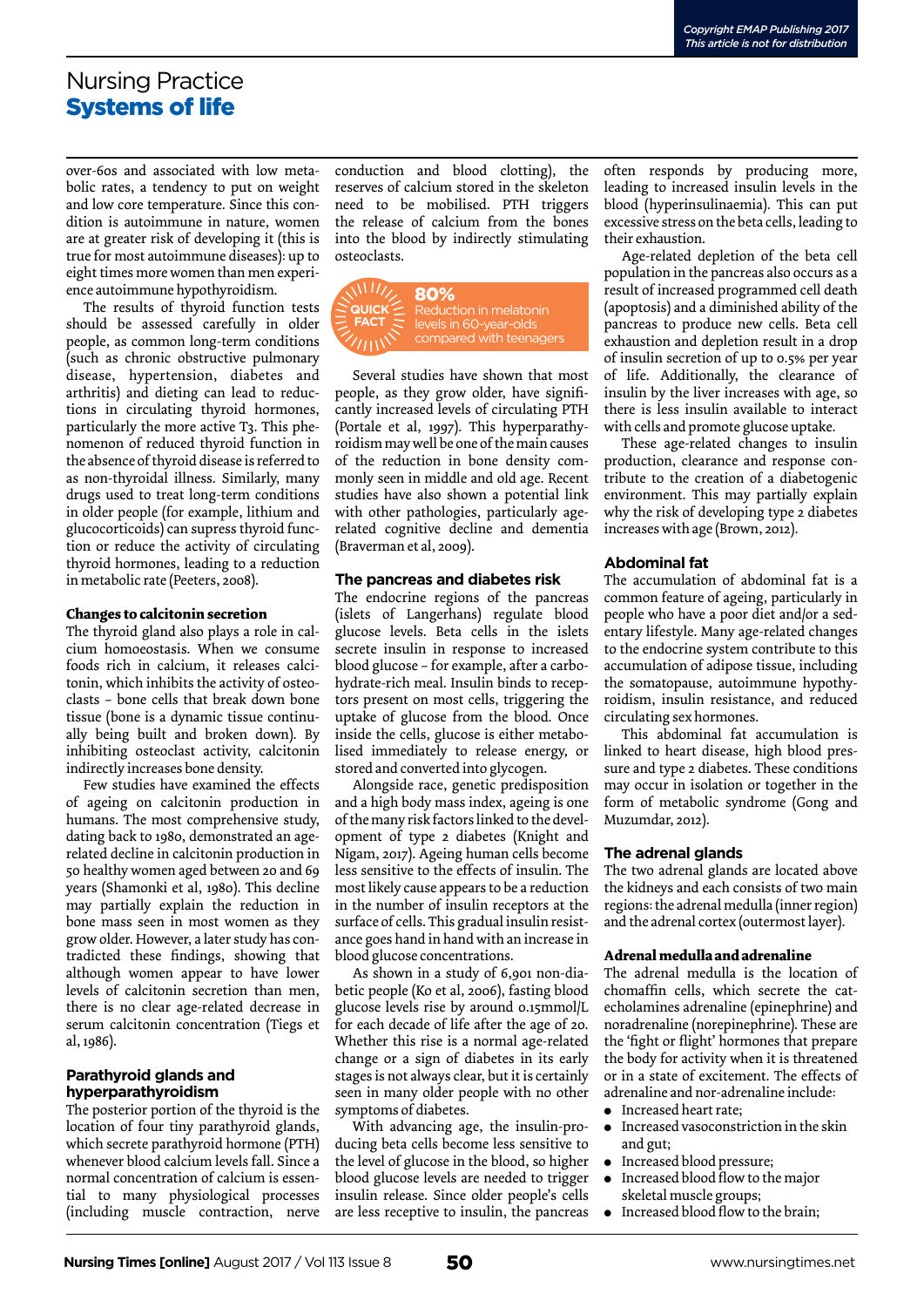over-60s and associated with low metabolic rates, a tendency to put on weight and low core temperature. Since this condition is autoimmune in nature, women are at greater risk of developing it (this is true for most autoimmune diseases): up to eight times more women than men experience autoimmune hypothyroidism.

The results of thyroid function tests should be assessed carefully in older people, as common long-term conditions (such as chronic obstructive pulmonary disease, hypertension, diabetes and arthritis) and dieting can lead to reductions in circulating thyroid hormones, particularly the more active T3. This phenomenon of reduced thyroid function in the absence of thyroid disease is referred to as non-thyroidal illness. Similarly, many drugs used to treat long-term conditions in older people (for example, lithium and glucocorticoids) can supress thyroid function or reduce the activity of circulating thyroid hormones, leading to a reduction in metabolic rate (Peeters, 2008).

#### Changes to calcitonin secretion

The thyroid gland also plays a role in calcium homoeostasis. When we consume foods rich in calcium, it releases calcitonin, which inhibits the activity of osteoclasts – bone cells that break down bone tissue (bone is a dynamic tissue continually being built and broken down). By inhibiting osteoclast activity, calcitonin indirectly increases bone density.

Few studies have examined the effects of ageing on calcitonin production in humans. The most comprehensive study, dating back to 1980, demonstrated an age-related decline in calcitonin production in 50 healthy women aged between 20 and 69 years (Shamonki et al, 1980). This decline may partially explain the reduction in bone mass seen in most women as they grow older. However, a later study has contradicted these findings, showing that although women appear to have lower levels of calcitonin secretion than men, there is no clear age-related decrease in serum calcitonin concentration (Tiegs et al, 1986).

### Parathyroid glands and hyperparathyroidism

The posterior portion of the thyroid is the location of four tiny parathyroid glands, which secrete parathyroid hormone (PTH) whenever blood calcium levels fall. Since a normal concentration of calcium is essential to many physiological processes (including muscle contraction, nerve conduction and blood clotting), the reserves of calcium stored in the skeleton need to be mobilised. PTH triggers the release of calcium from the bones into the blood by indirectly stimulating osteoclasts.

**QUICK FACT**
**80%**
Reduction in melatonin levels in 60-year-olds compared with teenagers

Several studies have shown that most people, as they grow older, have significantly increased levels of circulating PTH (Portale et al, 1997). This hyperparathyroidism may well be one of the main causes of the reduction in bone density commonly seen in middle and old age. Recent studies have also shown a potential link with other pathologies, particularly age-related cognitive decline and dementia (Braverman et al, 2009).

### The pancreas and diabetes risk

The endocrine regions of the pancreas (islets of Langerhans) regulate blood glucose levels. Beta cells in the islets secrete insulin in response to increased blood glucose – for example, after a carbohydrate-rich meal. Insulin binds to receptors present on most cells, triggering the uptake of glucose from the blood. Once inside the cells, glucose is either metabolised immediately to release energy, or stored and converted into glycogen.

Alongside race, genetic predisposition and a high body mass index, ageing is one of the many risk factors linked to the development of type 2 diabetes (Knight and Nigam, 2017). Ageing human cells become less sensitive to the effects of insulin. The most likely cause appears to be a reduction in the number of insulin receptors at the surface of cells. This gradual insulin resistance goes hand in hand with an increase in blood glucose concentrations.

As shown in a study of 6,901 non-diabetic people (Ko et al, 2006), fasting blood glucose levels rise by around 0.15mmol/L for each decade of life after the age of 20. Whether this rise is a normal age-related change or a sign of diabetes in its early stages is not always clear, but it is certainly seen in many older people with no other symptoms of diabetes.

With advancing age, the insulin-producing beta cells become less sensitive to the level of glucose in the blood, so higher blood glucose levels are needed to trigger insulin release. Since older people's cells are less receptive to insulin, the pancreas often responds by producing more, leading to increased insulin levels in the blood (hyperinsulinaemia). This can put excessive stress on the beta cells, leading to their exhaustion.

Age-related depletion of the beta cell population in the pancreas also occurs as a result of increased programmed cell death (apoptosis) and a diminished ability of the pancreas to produce new cells. Beta cell exhaustion and depletion result in a drop of insulin secretion of up to 0.5% per year of life. Additionally, the clearance of insulin by the liver increases with age, so there is less insulin available to interact with cells and promote glucose uptake.

These age-related changes to insulin production, clearance and response contribute to the creation of a diabetogenic environment. This may partially explain why the risk of developing type 2 diabetes increases with age (Brown, 2012).

### Abdominal fat

The accumulation of abdominal fat is a common feature of ageing, particularly in people who have a poor diet and/or a sedentary lifestyle. Many age-related changes to the endocrine system contribute to this accumulation of adipose tissue, including the somatopause, autoimmune hypothyroidism, insulin resistance, and reduced circulating sex hormones.

This abdominal fat accumulation is linked to heart disease, high blood pressure and type 2 diabetes. These conditions may occur in isolation or together in the form of metabolic syndrome (Gong and Muzumdar, 2012).

### The adrenal glands

The two adrenal glands are located above the kidneys and each consists of two main regions: the adrenal medulla (inner region) and the adrenal cortex (outermost layer).

#### Adrenal medulla and adrenaline

The adrenal medulla is the location of chomaffin cells, which secrete the catecholamines adrenaline (epinephrine) and noradrenaline (norepinephrine). These are the 'fight or flight' hormones that prepare the body for activity when it is threatened or in a state of excitement. The effects of adrenaline and nor-adrenaline include:

- Increased heart rate;
- Increased vasoconstriction in the skin and gut;
- Increased blood pressure;
- Increased blood flow to the major skeletal muscle groups;
- Increased blood flow to the brain;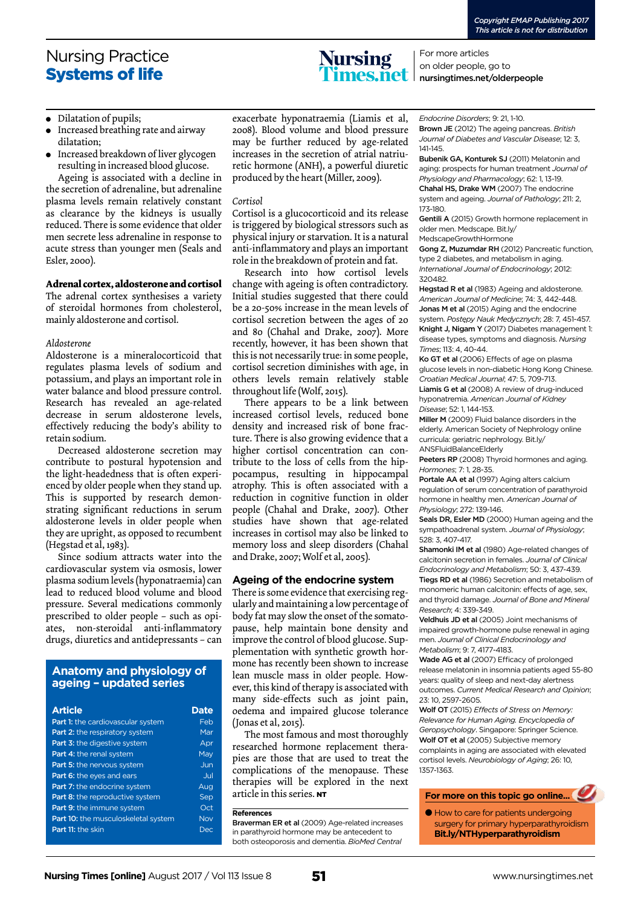- Dilatation of pupils;
- Increased breathing rate and airway dilatation;
- Increased breakdown of liver glycogen resulting in increased blood glucose.

Ageing is associated with a decline in the secretion of adrenaline, but adrenaline plasma levels remain relatively constant as clearance by the kidneys is usually reduced. There is some evidence that older men secrete less adrenaline in response to acute stress than younger men (Seals and Esler, 2000).

### Adrenal cortex, aldosterone and cortisol

The adrenal cortex synthesises a variety of steroidal hormones from cholesterol, mainly aldosterone and cortisol.

#### *Aldosterone*

Aldosterone is a mineralocorticoid that regulates plasma levels of sodium and potassium, and plays an important role in water balance and blood pressure control. Research has revealed an age-related decrease in serum aldosterone levels, effectively reducing the body's ability to retain sodium.

Decreased aldosterone secretion may contribute to postural hypotension and the light-headedness that is often experienced by older people when they stand up. This is supported by research demonstrating significant reductions in serum aldosterone levels in older people when they are upright, as opposed to recumbent (Hegstad et al, 1983).

Since sodium attracts water into the cardiovascular system via osmosis, lower plasma sodium levels (hyponatraemia) can lead to reduced blood volume and blood pressure. Several medications commonly prescribed to older people – such as opiates, non-steroidal anti-inflammatory drugs, diuretics and antidepressants – can exacerbate hyponatraemia (Liamis et al, 2008). Blood volume and blood pressure may be further reduced by age-related increases in the secretion of atrial natriuretic hormone (ANH), a powerful diuretic produced by the heart (Miller, 2009).

#### *Cortisol*

Cortisol is a glucocorticoid and its release is triggered by biological stressors such as physical injury or starvation. It is a natural anti-inflammatory and plays an important role in the breakdown of protein and fat.

Research into how cortisol levels change with ageing is often contradictory. Initial studies suggested that there could be a 20-50% increase in the mean levels of cortisol secretion between the ages of 20 and 80 (Chahal and Drake, 2007). More recently, however, it has been shown that this is not necessarily true: in some people, cortisol secretion diminishes with age, in others levels remain relatively stable throughout life (Wolf, 2015).

There appears to be a link between increased cortisol levels, reduced bone density and increased risk of bone fracture. There is also growing evidence that a higher cortisol concentration can contribute to the loss of cells from the hippocampus, resulting in hippocampal atrophy. This is often associated with a reduction in cognitive function in older people (Chahal and Drake, 2007). Other studies have shown that age-related increases in cortisol may also be linked to memory loss and sleep disorders (Chahal and Drake, 2007; Wolf et al, 2005).

### Ageing of the endocrine system

There is some evidence that exercising regularly and maintaining a low percentage of body fat may slow the onset of the somatopause, help maintain bone density and improve the control of blood glucose. Supplementation with synthetic growth hormone has recently been shown to increase lean muscle mass in older people. However, this kind of therapy is associated with many side-effects such as joint pain, oedema and impaired glucose tolerance (Jonas et al, 2015).

The most famous and most thoroughly researched hormone replacement therapies are those that are used to treat the complications of the menopause. These therapies will be explored in the next article in this series. **NT**

### Anatomy and physiology of ageing – updated series

| Article | Date |
|---|---|
| Part 1: the cardiovascular system | Feb |
| Part 2: the respiratory system | Mar |
| Part 3: the digestive system | Apr |
| Part 4: the renal system | May |
| Part 5: the nervous system | Jun |
| Part 6: the eyes and ears | Jul |
| Part 7: the endocrine system | Aug |
| Part 8: the reproductive system | Sep |
| Part 9: the immune system | Oct |
| Part 10: the musculoskeletal system | Nov |
| Part 11: the skin | Dec |

### References

**Braverman ER et al** (2009) Age-related increases in parathyroid hormone may be antecedent to both osteoporosis and dementia. *BioMed Central Endocrine Disorders*; 9: 21, 1-10.

**Brown JE** (2012) The ageing pancreas. *British Journal of Diabetes and Vascular Disease*; 12: 3, 141-145.

**Bubenik GA, Konturek SJ** (2011) Melatonin and aging: prospects for human treatment *Journal of Physiology and Pharmacology*; 62: 1, 13-19.

**Chahal HS, Drake WM** (2007) The endocrine system and ageing. *Journal of Pathology*; 211: 2, 173-180.

**Gentili A** (2015) Growth hormone replacement in older men. Medscape. Bit.ly/MedscapeGrowthHormone

**Gong Z, Muzumdar RH** (2012) Pancreatic function, type 2 diabetes, and metabolism in aging. *International Journal of Endocrinology*; 2012: 320482.

**Hegstad R et al** (1983) Ageing and aldosterone. *American Journal of Medicine*; 74: 3, 442-448.

**Jonas M et al** (2015) Aging and the endocrine system. *Postępy Nauk Medycznych*; 28: 7, 451-457.

**Knight J, Nigam Y** (2017) Diabetes management 1: disease types, symptoms and diagnosis. *Nursing Times*; 113: 4, 40-44.

**Ko GT et al** (2006) Effects of age on plasma glucose levels in non-diabetic Hong Kong Chinese. *Croatian Medical Journal*; 47: 5, 709-713.

**Liamis G et al** (2008) A review of drug-induced hyponatremia. *American Journal of Kidney Disease*; 52: 1, 144-153.

**Miller M** (2009) Fluid balance disorders in the elderly. American Society of Nephrology online curricula: geriatric nephrology. Bit.ly/ANSFluidBalanceElderly

**Peeters RP** (2008) Thyroid hormones and aging. *Hormones*; 7: 1, 28-35.

**Portale AA et al** (1997) Aging alters calcium regulation of serum concentration of parathyroid hormone in healthy men. *American Journal of Physiology*; 272: 139-146.

**Seals DR, Esler MD** (2000) Human ageing and the sympathoadrenal system. *Journal of Physiology*; 528: 3, 407-417.

**Shamonki IM et al** (1980) Age-related changes of calcitonin secretion in females. *Journal of Clinical Endocrinology and Metabolism*; 50: 3, 437-439.

**Tiegs RD et al** (1986) Secretion and metabolism of monomeric human calcitonin: effects of age, sex, and thyroid damage. *Journal of Bone and Mineral Research*; 4: 339-349.

**Veldhuis JD et al** (2005) Joint mechanisms of impaired growth-hormone pulse renewal in aging men. *Journal of Clinical Endocrinology and Metabolism*; 9: 7, 4177-4183.

**Wade AG et al** (2007) Efficacy of prolonged release melatonin in insomnia patients aged 55-80 years: quality of sleep and next-day alertness outcomes. *Current Medical Research and Opinion*; 23: 10, 2597-2605.

**Wolf OT** (2015) *Effects of Stress on Memory: Relevance for Human Aging. Encyclopedia of Geropsychology*. Singapore: Springer Science.

**Wolf OT et al** (2005) Subjective memory complaints in aging are associated with elevated cortisol levels. *Neurobiology of Aging*; 26: 10, 1357-1363.

### For more on this topic go online...

- How to care for patients undergoing surgery for primary hyperparathyroidism **Bit.ly/NTHyperparathyroidism**